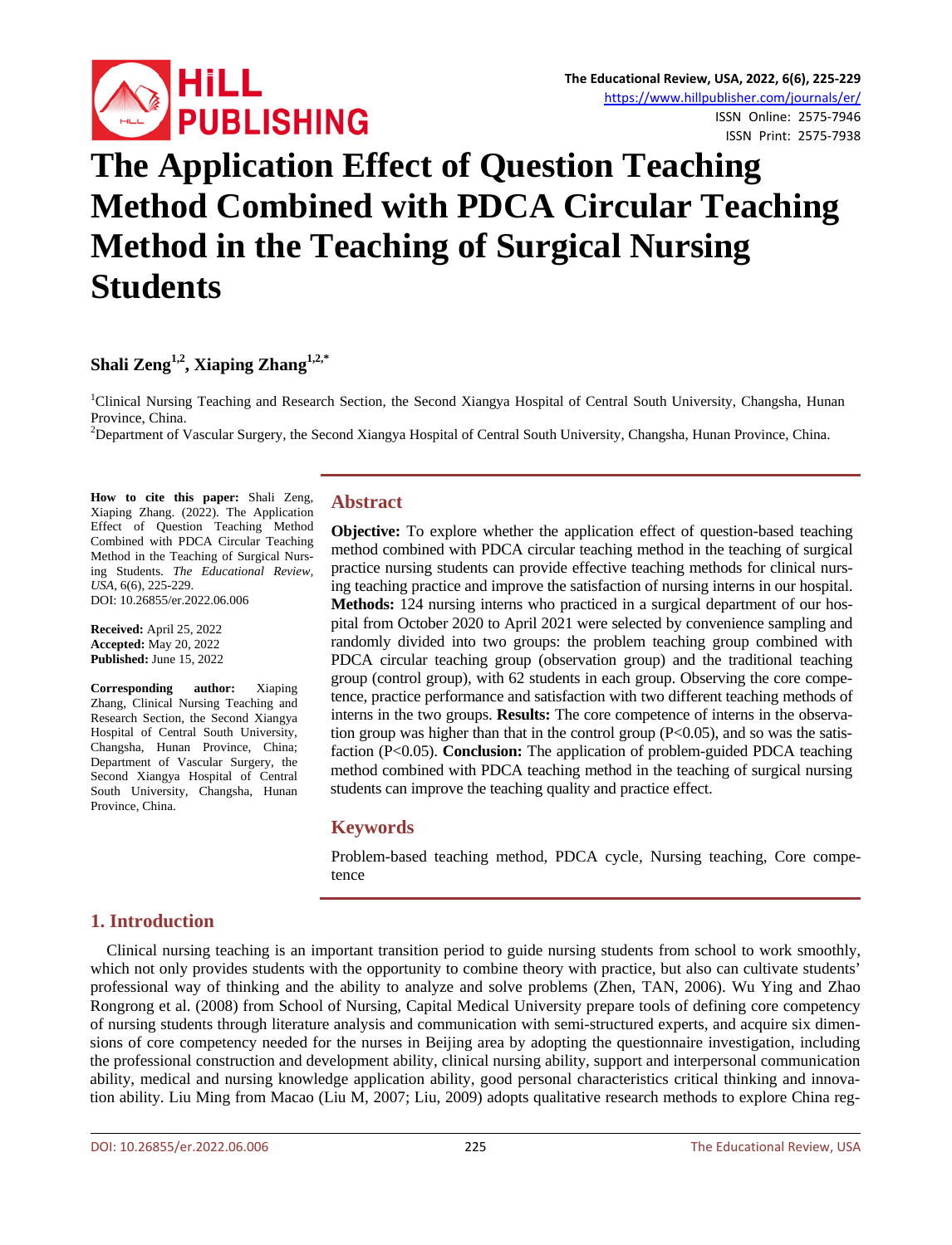# The Application Effect of Question Teaching Method Combined with PDCA Circular Teaching Method in the Teaching of Surgical Nursing Students

**Shali Zeng**[1,2], **Xiaping Zhang**[1,2,*]

[1]Clinical Nursing Teaching and Research Section, the Second Xiangya Hospital of Central South University, Changsha, Hunan Province, China.

[2]Department of Vascular Surgery, the Second Xiangya Hospital of Central South University, Changsha, Hunan Province, China.

**How to cite this paper:** Shali Zeng, Xiaping Zhang. (2022). The Application Effect of Question Teaching Method Combined with PDCA Circular Teaching Method in the Teaching of Surgical Nursing Students. *The Educational Review, USA*, 6(6), 225-229.
DOI: 10.26855/er.2022.06.006

**Received:** April 25, 2022
**Accepted:** May 20, 2022
**Published:** June 15, 2022

**Corresponding author:** Xiaping Zhang, Clinical Nursing Teaching and Research Section, the Second Xiangya Hospital of Central South University, Changsha, Hunan Province, China; Department of Vascular Surgery, the Second Xiangya Hospital of Central South University, Changsha, Hunan Province, China.

## Abstract

**Objective:** To explore whether the application effect of question-based teaching method combined with PDCA circular teaching method in the teaching of surgical practice nursing students can provide effective teaching methods for clinical nursing teaching practice and improve the satisfaction of nursing interns in our hospital. **Methods:** 124 nursing interns who practiced in a surgical department of our hospital from October 2020 to April 2021 were selected by convenience sampling and randomly divided into two groups: the problem teaching group combined with PDCA circular teaching group (observation group) and the traditional teaching group (control group), with 62 students in each group. Observing the core competence, practice performance and satisfaction with two different teaching methods of interns in the two groups. **Results:** The core competence of interns in the observation group was higher than that in the control group ($P<0.05$), and so was the satisfaction ($P<0.05$). **Conclusion:** The application of problem-guided PDCA teaching method combined with PDCA teaching method in the teaching of surgical nursing students can improve the teaching quality and practice effect.

## Keywords

Problem-based teaching method, PDCA cycle, Nursing teaching, Core competence

## 1. Introduction

Clinical nursing teaching is an important transition period to guide nursing students from school to work smoothly, which not only provides students with the opportunity to combine theory with practice, but also can cultivate students' professional way of thinking and the ability to analyze and solve problems (Zhen, TAN, 2006). Wu Ying and Zhao Rongrong et al. (2008) from School of Nursing, Capital Medical University prepare tools of defining core competency of nursing students through literature analysis and communication with semi-structured experts, and acquire six dimensions of core competency needed for the nurses in Beijing area by adopting the questionnaire investigation, including the professional construction and development ability, clinical nursing ability, support and interpersonal communication ability, medical and nursing knowledge application ability, good personal characteristics critical thinking and innovation ability. Liu Ming from Macao (Liu M, 2007; Liu, 2009) adopts qualitative research methods to explore China reg-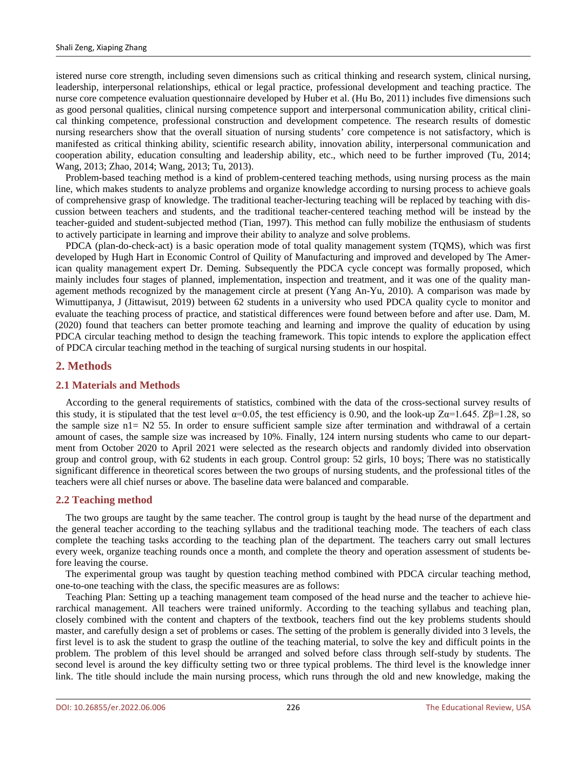istered nurse core strength, including seven dimensions such as critical thinking and research system, clinical nursing, leadership, interpersonal relationships, ethical or legal practice, professional development and teaching practice. The nurse core competence evaluation questionnaire developed by Huber et al. (Hu Bo, 2011) includes five dimensions such as good personal qualities, clinical nursing competence support and interpersonal communication ability, critical clinical thinking competence, professional construction and development competence. The research results of domestic nursing researchers show that the overall situation of nursing students' core competence is not satisfactory, which is manifested as critical thinking ability, scientific research ability, innovation ability, interpersonal communication and cooperation ability, education consulting and leadership ability, etc., which need to be further improved (Tu, 2014; Wang, 2013; Zhao, 2014; Wang, 2013; Tu, 2013).

Problem-based teaching method is a kind of problem-centered teaching methods, using nursing process as the main line, which makes students to analyze problems and organize knowledge according to nursing process to achieve goals of comprehensive grasp of knowledge. The traditional teacher-lecturing teaching will be replaced by teaching with discussion between teachers and students, and the traditional teacher-centered teaching method will be instead by the teacher-guided and student-subjected method (Tian, 1997). This method can fully mobilize the enthusiasm of students to actively participate in learning and improve their ability to analyze and solve problems.

PDCA (plan-do-check-act) is a basic operation mode of total quality management system (TQMS), which was first developed by Hugh Hart in Economic Control of Quility of Manufacturing and improved and developed by The American quality management expert Dr. Deming. Subsequently the PDCA cycle concept was formally proposed, which mainly includes four stages of planned, implementation, inspection and treatment, and it was one of the quality management methods recognized by the management circle at present (Yang An-Yu, 2010). A comparison was made by Wimuttipanya, J (Jittawisut, 2019) between 62 students in a university who used PDCA quality cycle to monitor and evaluate the teaching process of practice, and statistical differences were found between before and after use. Dam, M. (2020) found that teachers can better promote teaching and learning and improve the quality of education by using PDCA circular teaching method to design the teaching framework. This topic intends to explore the application effect of PDCA circular teaching method in the teaching of surgical nursing students in our hospital.

## 2. Methods

### 2.1 Materials and Methods

According to the general requirements of statistics, combined with the data of the cross-sectional survey results of this study, it is stipulated that the test level $\alpha$=0.05, the test efficiency is 0.90, and the look-up $Z\alpha$=1.645. $Z\beta$=1.28, so the sample size n1= N2 55. In order to ensure sufficient sample size after termination and withdrawal of a certain amount of cases, the sample size was increased by 10%. Finally, 124 intern nursing students who came to our department from October 2020 to April 2021 were selected as the research objects and randomly divided into observation group and control group, with 62 students in each group. Control group: 52 girls, 10 boys; There was no statistically significant difference in theoretical scores between the two groups of nursing students, and the professional titles of the teachers were all chief nurses or above. The baseline data were balanced and comparable.

### 2.2 Teaching method

The two groups are taught by the same teacher. The control group is taught by the head nurse of the department and the general teacher according to the teaching syllabus and the traditional teaching mode. The teachers of each class complete the teaching tasks according to the teaching plan of the department. The teachers carry out small lectures every week, organize teaching rounds once a month, and complete the theory and operation assessment of students before leaving the course.

The experimental group was taught by question teaching method combined with PDCA circular teaching method, one-to-one teaching with the class, the specific measures are as follows:

Teaching Plan: Setting up a teaching management team composed of the head nurse and the teacher to achieve hierarchical management. All teachers were trained uniformly. According to the teaching syllabus and teaching plan, closely combined with the content and chapters of the textbook, teachers find out the key problems students should master, and carefully design a set of problems or cases. The setting of the problem is generally divided into 3 levels, the first level is to ask the student to grasp the outline of the teaching material, to solve the key and difficult points in the problem. The problem of this level should be arranged and solved before class through self-study by students. The second level is around the key difficulty setting two or three typical problems. The third level is the knowledge inner link. The title should include the main nursing process, which runs through the old and new knowledge, making the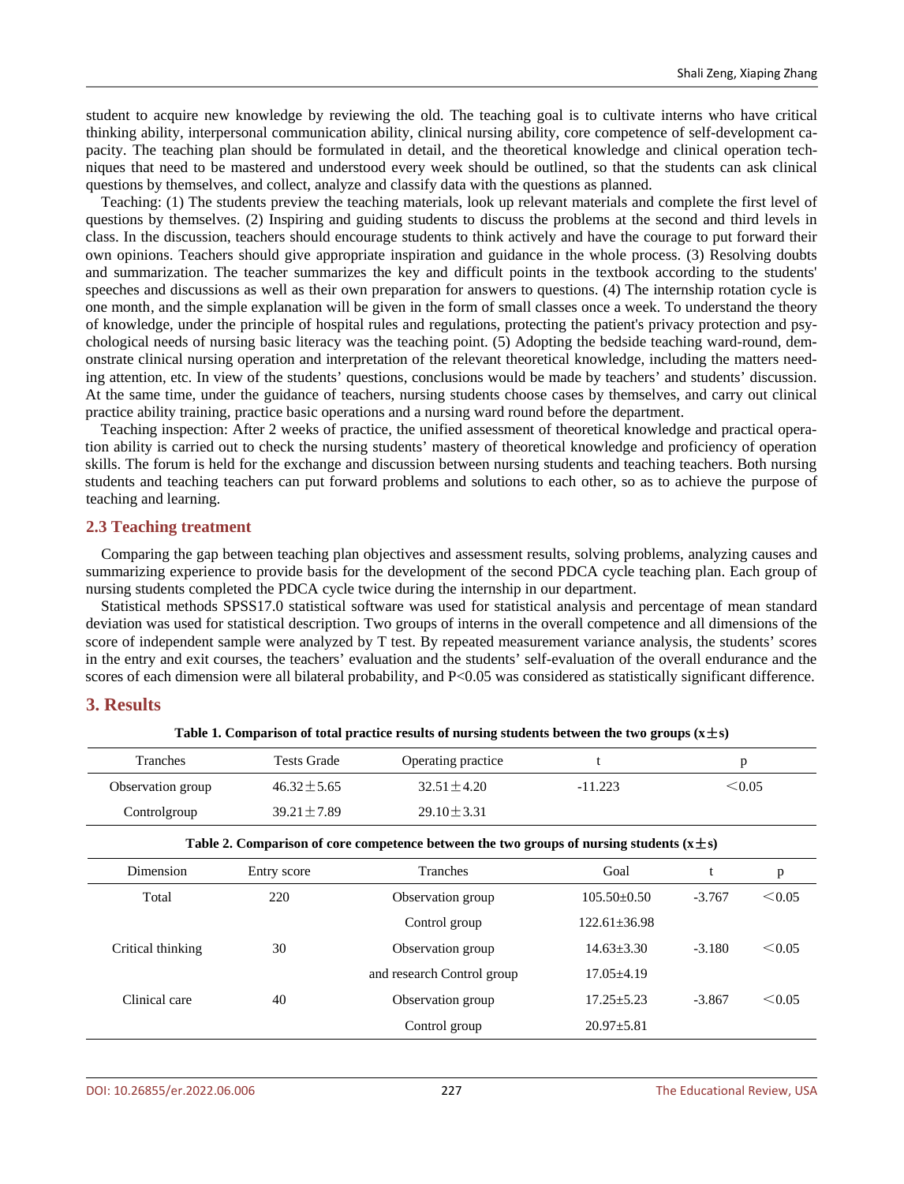student to acquire new knowledge by reviewing the old. The teaching goal is to cultivate interns who have critical thinking ability, interpersonal communication ability, clinical nursing ability, core competence of self-development capacity. The teaching plan should be formulated in detail, and the theoretical knowledge and clinical operation techniques that need to be mastered and understood every week should be outlined, so that the students can ask clinical questions by themselves, and collect, analyze and classify data with the questions as planned.

Teaching: (1) The students preview the teaching materials, look up relevant materials and complete the first level of questions by themselves. (2) Inspiring and guiding students to discuss the problems at the second and third levels in class. In the discussion, teachers should encourage students to think actively and have the courage to put forward their own opinions. Teachers should give appropriate inspiration and guidance in the whole process. (3) Resolving doubts and summarization. The teacher summarizes the key and difficult points in the textbook according to the students' speeches and discussions as well as their own preparation for answers to questions. (4) The internship rotation cycle is one month, and the simple explanation will be given in the form of small classes once a week. To understand the theory of knowledge, under the principle of hospital rules and regulations, protecting the patient's privacy protection and psychological needs of nursing basic literacy was the teaching point. (5) Adopting the bedside teaching ward-round, demonstrate clinical nursing operation and interpretation of the relevant theoretical knowledge, including the matters needing attention, etc. In view of the students' questions, conclusions would be made by teachers' and students' discussion. At the same time, under the guidance of teachers, nursing students choose cases by themselves, and carry out clinical practice ability training, practice basic operations and a nursing ward round before the department.

Teaching inspection: After 2 weeks of practice, the unified assessment of theoretical knowledge and practical operation ability is carried out to check the nursing students' mastery of theoretical knowledge and proficiency of operation skills. The forum is held for the exchange and discussion between nursing students and teaching teachers. Both nursing students and teaching teachers can put forward problems and solutions to each other, so as to achieve the purpose of teaching and learning.

### 2.3 Teaching treatment

Comparing the gap between teaching plan objectives and assessment results, solving problems, analyzing causes and summarizing experience to provide basis for the development of the second PDCA cycle teaching plan. Each group of nursing students completed the PDCA cycle twice during the internship in our department.

Statistical methods SPSS17.0 statistical software was used for statistical analysis and percentage of mean standard deviation was used for statistical description. Two groups of interns in the overall competence and all dimensions of the score of independent sample were analyzed by T test. By repeated measurement variance analysis, the students' scores in the entry and exit courses, the teachers' evaluation and the students' self-evaluation of the overall endurance and the scores of each dimension were all bilateral probability, and $P<0.05$ was considered as statistically significant difference.

## 3. Results

**Table 1. Comparison of total practice results of nursing students between the two groups ($x\pm s$)**

| Tranches | Tests Grade | Operating practice | t | p |
|---|---|---|---|---|
| Observation group | $46.32\pm5.65$ | $32.51\pm4.20$ | -11.223 | $<0.05$ |
| Controlgroup | $39.21\pm7.89$ | $29.10\pm3.31$ | | |

**Table 2. Comparison of core competence between the two groups of nursing students ($x\pm s$)**

| Dimension | Entry score | Tranches | Goal | t | p |
|---|---|---|---|---|---|
| Total | 220 | Observation group | $105.50\pm0.50$ | -3.767 | $<0.05$ |
| | | Control group | $122.61\pm36.98$ | | |
| Critical thinking | 30 | Observation group | $14.63\pm3.30$ | -3.180 | $<0.05$ |
| | | and research Control group | $17.05\pm4.19$ | | |
| Clinical care | 40 | Observation group | $17.25\pm5.23$ | -3.867 | $<0.05$ |
| | | Control group | $20.97\pm5.81$ | | |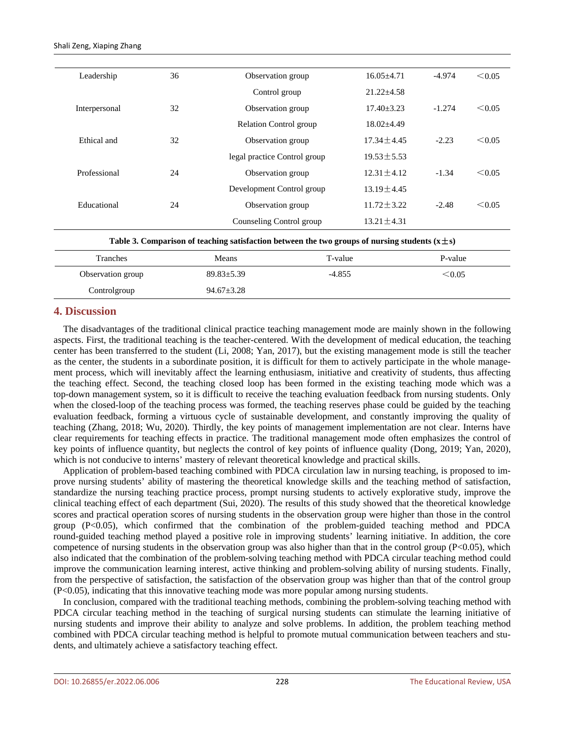| Leadership | 36 | Observation group | 16.05±4.71 | -4.974 | ＜0.05 |
|---|---|---|---|---|---|
| | | Control group | 21.22±4.58 | | |
| Interpersonal | 32 | Observation group | 17.40±3.23 | -1.274 | ＜0.05 |
| | | Relation Control group | 18.02±4.49 | | |
| Ethical and | 32 | Observation group | 17.34±4.45 | -2.23 | ＜0.05 |
| | | legal practice Control group | 19.53±5.53 | | |
| Professional | 24 | Observation group | 12.31±4.12 | -1.34 | ＜0.05 |
| | | Development Control group | 13.19±4.45 | | |
| Educational | 24 | Observation group | 11.72±3.22 | -2.48 | ＜0.05 |
| | | Counseling Control group | 13.21±4.31 | | |

**Table 3. Comparison of teaching satisfaction between the two groups of nursing students (x±s)**

| Tranches | Means | T-value | P-value |
|---|---|---|---|
| Observation group | 89.83±5.39 | -4.855 | ＜0.05 |
| Controlgroup | 94.67±3.28 | | |

## 4. Discussion

The disadvantages of the traditional clinical practice teaching management mode are mainly shown in the following aspects. First, the traditional teaching is the teacher-centered. With the development of medical education, the teaching center has been transferred to the student (Li, 2008; Yan, 2017), but the existing management mode is still the teacher as the center, the students in a subordinate position, it is difficult for them to actively participate in the whole management process, which will inevitably affect the learning enthusiasm, initiative and creativity of students, thus affecting the teaching effect. Second, the teaching closed loop has been formed in the existing teaching mode which was a top-down management system, so it is difficult to receive the teaching evaluation feedback from nursing students. Only when the closed-loop of the teaching process was formed, the teaching reserves phase could be guided by the teaching evaluation feedback, forming a virtuous cycle of sustainable development, and constantly improving the quality of teaching (Zhang, 2018; Wu, 2020). Thirdly, the key points of management implementation are not clear. Interns have clear requirements for teaching effects in practice. The traditional management mode often emphasizes the control of key points of influence quantity, but neglects the control of key points of influence quality (Dong, 2019; Yan, 2020), which is not conducive to interns' mastery of relevant theoretical knowledge and practical skills.

Application of problem-based teaching combined with PDCA circulation law in nursing teaching, is proposed to improve nursing students' ability of mastering the theoretical knowledge skills and the teaching method of satisfaction, standardize the nursing teaching practice process, prompt nursing students to actively explorative study, improve the clinical teaching effect of each department (Sui, 2020). The results of this study showed that the theoretical knowledge scores and practical operation scores of nursing students in the observation group were higher than those in the control group (P<0.05), which confirmed that the combination of the problem-guided teaching method and PDCA round-guided teaching method played a positive role in improving students' learning initiative. In addition, the core competence of nursing students in the observation group was also higher than that in the control group (P<0.05), which also indicated that the combination of the problem-solving teaching method with PDCA circular teaching method could improve the communication learning interest, active thinking and problem-solving ability of nursing students. Finally, from the perspective of satisfaction, the satisfaction of the observation group was higher than that of the control group (P<0.05), indicating that this innovative teaching mode was more popular among nursing students.

In conclusion, compared with the traditional teaching methods, combining the problem-solving teaching method with PDCA circular teaching method in the teaching of surgical nursing students can stimulate the learning initiative of nursing students and improve their ability to analyze and solve problems. In addition, the problem teaching method combined with PDCA circular teaching method is helpful to promote mutual communication between teachers and students, and ultimately achieve a satisfactory teaching effect.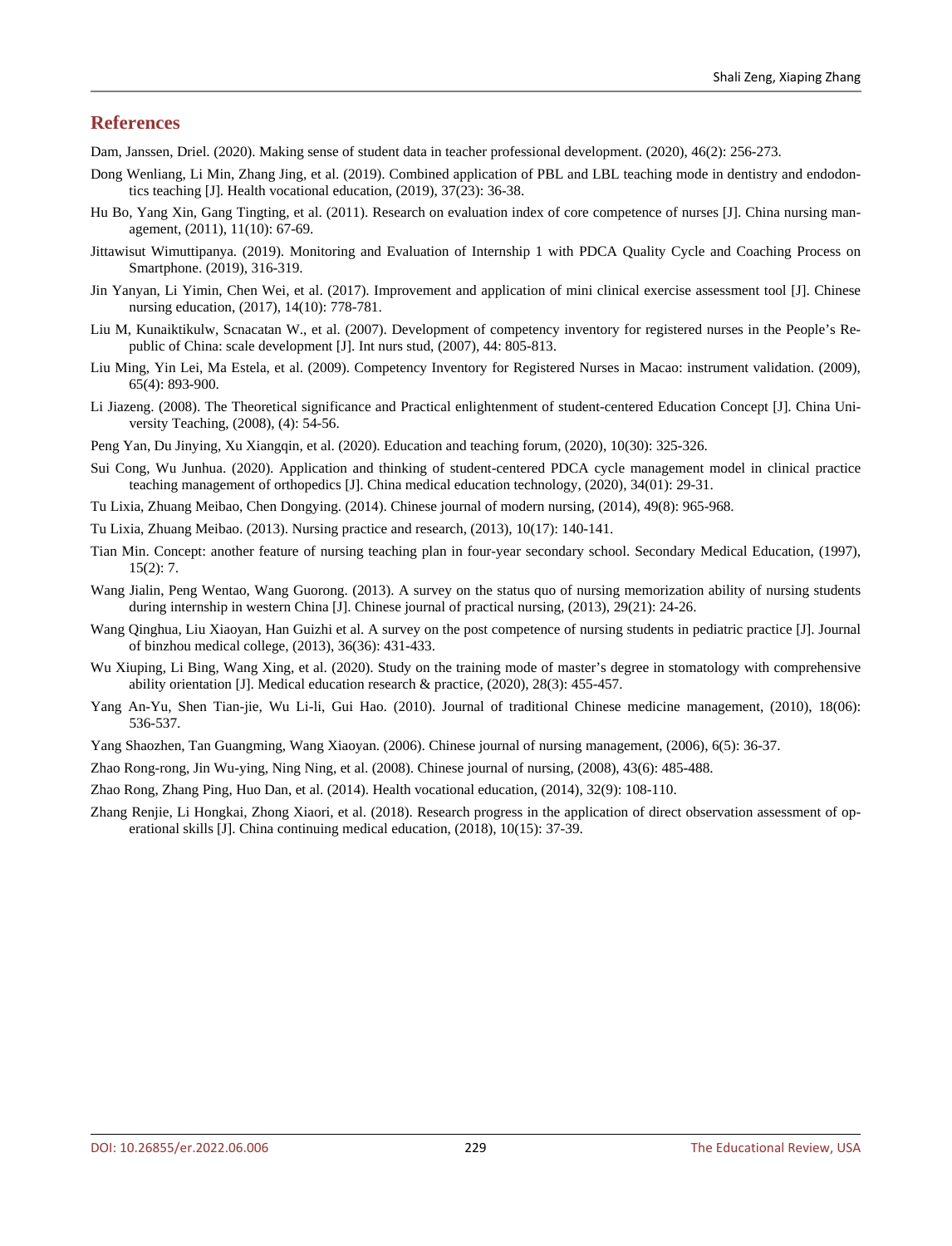## References

Dam, Janssen, Driel. (2020). Making sense of student data in teacher professional development. (2020), 46(2): 256-273.

Dong Wenliang, Li Min, Zhang Jing, et al. (2019). Combined application of PBL and LBL teaching mode in dentistry and endodontics teaching [J]. Health vocational education, (2019), 37(23): 36-38.

Hu Bo, Yang Xin, Gang Tingting, et al. (2011). Research on evaluation index of core competence of nurses [J]. China nursing management, (2011), 11(10): 67-69.

Jittawisut Wimuttipanya. (2019). Monitoring and Evaluation of Internship 1 with PDCA Quality Cycle and Coaching Process on Smartphone. (2019), 316-319.

Jin Yanyan, Li Yimin, Chen Wei, et al. (2017). Improvement and application of mini clinical exercise assessment tool [J]. Chinese nursing education, (2017), 14(10): 778-781.

Liu M, Kunaiktikulw, Scnacatan W., et al. (2007). Development of competency inventory for registered nurses in the People's Republic of China: scale development [J]. Int nurs stud, (2007), 44: 805-813.

Liu Ming, Yin Lei, Ma Estela, et al. (2009). Competency Inventory for Registered Nurses in Macao: instrument validation. (2009), 65(4): 893-900.

Li Jiazeng. (2008). The Theoretical significance and Practical enlightenment of student-centered Education Concept [J]. China University Teaching, (2008), (4): 54-56.

Peng Yan, Du Jinying, Xu Xiangqin, et al. (2020). Education and teaching forum, (2020), 10(30): 325-326.

Sui Cong, Wu Junhua. (2020). Application and thinking of student-centered PDCA cycle management model in clinical practice teaching management of orthopedics [J]. China medical education technology, (2020), 34(01): 29-31.

Tu Lixia, Zhuang Meibao, Chen Dongying. (2014). Chinese journal of modern nursing, (2014), 49(8): 965-968.

Tu Lixia, Zhuang Meibao. (2013). Nursing practice and research, (2013), 10(17): 140-141.

Tian Min. Concept: another feature of nursing teaching plan in four-year secondary school. Secondary Medical Education, (1997), 15(2): 7.

Wang Jialin, Peng Wentao, Wang Guorong. (2013). A survey on the status quo of nursing memorization ability of nursing students during internship in western China [J]. Chinese journal of practical nursing, (2013), 29(21): 24-26.

Wang Qinghua, Liu Xiaoyan, Han Guizhi et al. A survey on the post competence of nursing students in pediatric practice [J]. Journal of binzhou medical college, (2013), 36(36): 431-433.

Wu Xiuping, Li Bing, Wang Xing, et al. (2020). Study on the training mode of master's degree in stomatology with comprehensive ability orientation [J]. Medical education research & practice, (2020), 28(3): 455-457.

Yang An-Yu, Shen Tian-jie, Wu Li-li, Gui Hao. (2010). Journal of traditional Chinese medicine management, (2010), 18(06): 536-537.

Yang Shaozhen, Tan Guangming, Wang Xiaoyan. (2006). Chinese journal of nursing management, (2006), 6(5): 36-37.

Zhao Rong-rong, Jin Wu-ying, Ning Ning, et al. (2008). Chinese journal of nursing, (2008), 43(6): 485-488.

Zhao Rong, Zhang Ping, Huo Dan, et al. (2014). Health vocational education, (2014), 32(9): 108-110.

Zhang Renjie, Li Hongkai, Zhong Xiaori, et al. (2018). Research progress in the application of direct observation assessment of operational skills [J]. China continuing medical education, (2018), 10(15): 37-39.